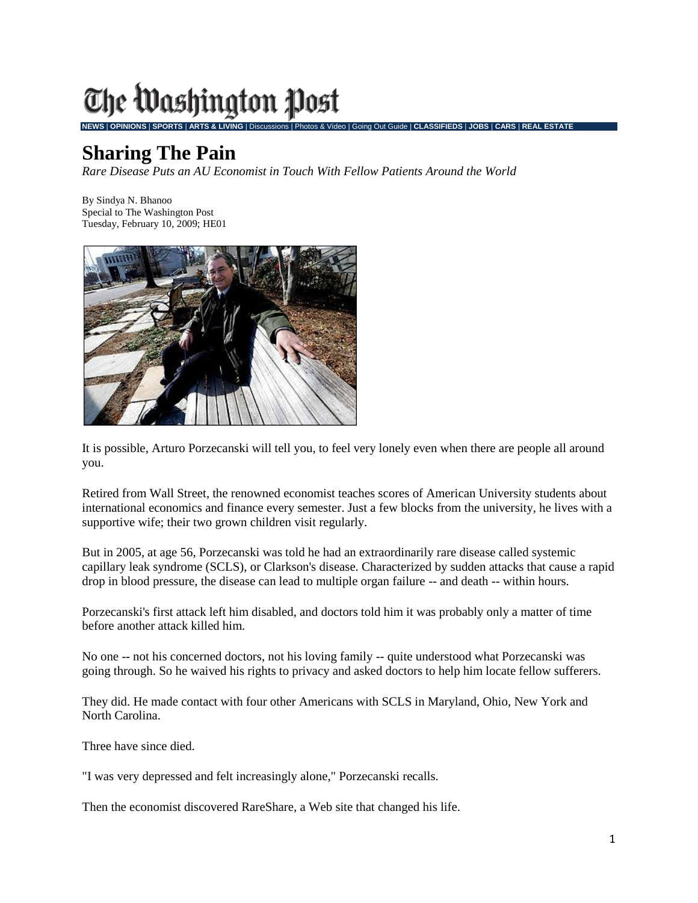# The Washington Post

**NEWS** | **OPINIONS** | **SPORTS** | **ARTS & LIVING** | Discussions | Photos & Video | Going Out Guide | **CLASSIFIEDS** | **JOBS** | **CARS** | **REAL ESTATE**

## Sharing The Pain

*Rare Disease Puts an AU Economist in Touch With Fellow Patients Around the World*

By Sindya N. Bhanoo
Special to The Washington Post
Tuesday, February 10, 2009; HE01

It is possible, Arturo Porzecanski will tell you, to feel very lonely even when there are people all around you.

Retired from Wall Street, the renowned economist teaches scores of American University students about international economics and finance every semester. Just a few blocks from the university, he lives with a supportive wife; their two grown children visit regularly.

But in 2005, at age 56, Porzecanski was told he had an extraordinarily rare disease called systemic capillary leak syndrome (SCLS), or Clarkson's disease. Characterized by sudden attacks that cause a rapid drop in blood pressure, the disease can lead to multiple organ failure -- and death -- within hours.

Porzecanski's first attack left him disabled, and doctors told him it was probably only a matter of time before another attack killed him.

No one -- not his concerned doctors, not his loving family -- quite understood what Porzecanski was going through. So he waived his rights to privacy and asked doctors to help him locate fellow sufferers.

They did. He made contact with four other Americans with SCLS in Maryland, Ohio, New York and North Carolina.

Three have since died.

"I was very depressed and felt increasingly alone," Porzecanski recalls.

Then the economist discovered RareShare, a Web site that changed his life.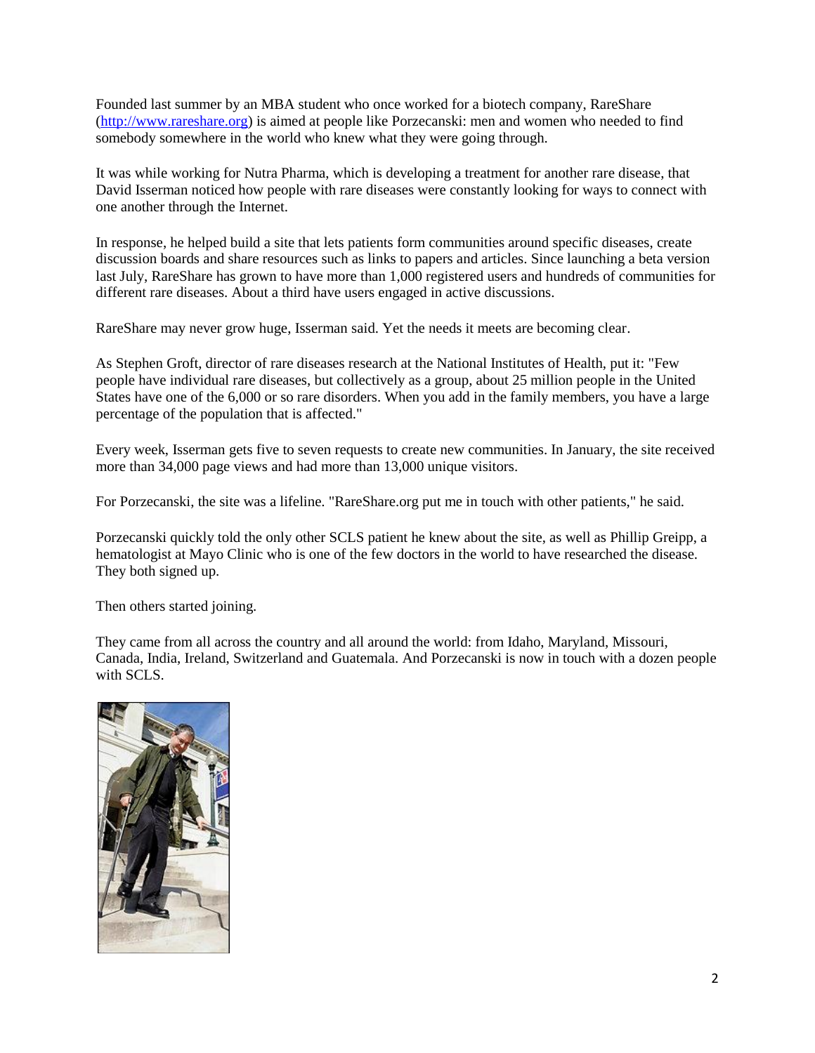Founded last summer by an MBA student who once worked for a biotech company, RareShare ([http://www.rareshare.org](http://www.rareshare.org)) is aimed at people like Porzecanski: men and women who needed to find somebody somewhere in the world who knew what they were going through.

It was while working for Nutra Pharma, which is developing a treatment for another rare disease, that David Isserman noticed how people with rare diseases were constantly looking for ways to connect with one another through the Internet.

In response, he helped build a site that lets patients form communities around specific diseases, create discussion boards and share resources such as links to papers and articles. Since launching a beta version last July, RareShare has grown to have more than 1,000 registered users and hundreds of communities for different rare diseases. About a third have users engaged in active discussions.

RareShare may never grow huge, Isserman said. Yet the needs it meets are becoming clear.

As Stephen Groft, director of rare diseases research at the National Institutes of Health, put it: "Few people have individual rare diseases, but collectively as a group, about 25 million people in the United States have one of the 6,000 or so rare disorders. When you add in the family members, you have a large percentage of the population that is affected."

Every week, Isserman gets five to seven requests to create new communities. In January, the site received more than 34,000 page views and had more than 13,000 unique visitors.

For Porzecanski, the site was a lifeline. "RareShare.org put me in touch with other patients," he said.

Porzecanski quickly told the only other SCLS patient he knew about the site, as well as Phillip Greipp, a hematologist at Mayo Clinic who is one of the few doctors in the world to have researched the disease. They both signed up.

Then others started joining.

They came from all across the country and all around the world: from Idaho, Maryland, Missouri, Canada, India, Ireland, Switzerland and Guatemala. And Porzecanski is now in touch with a dozen people with SCLS.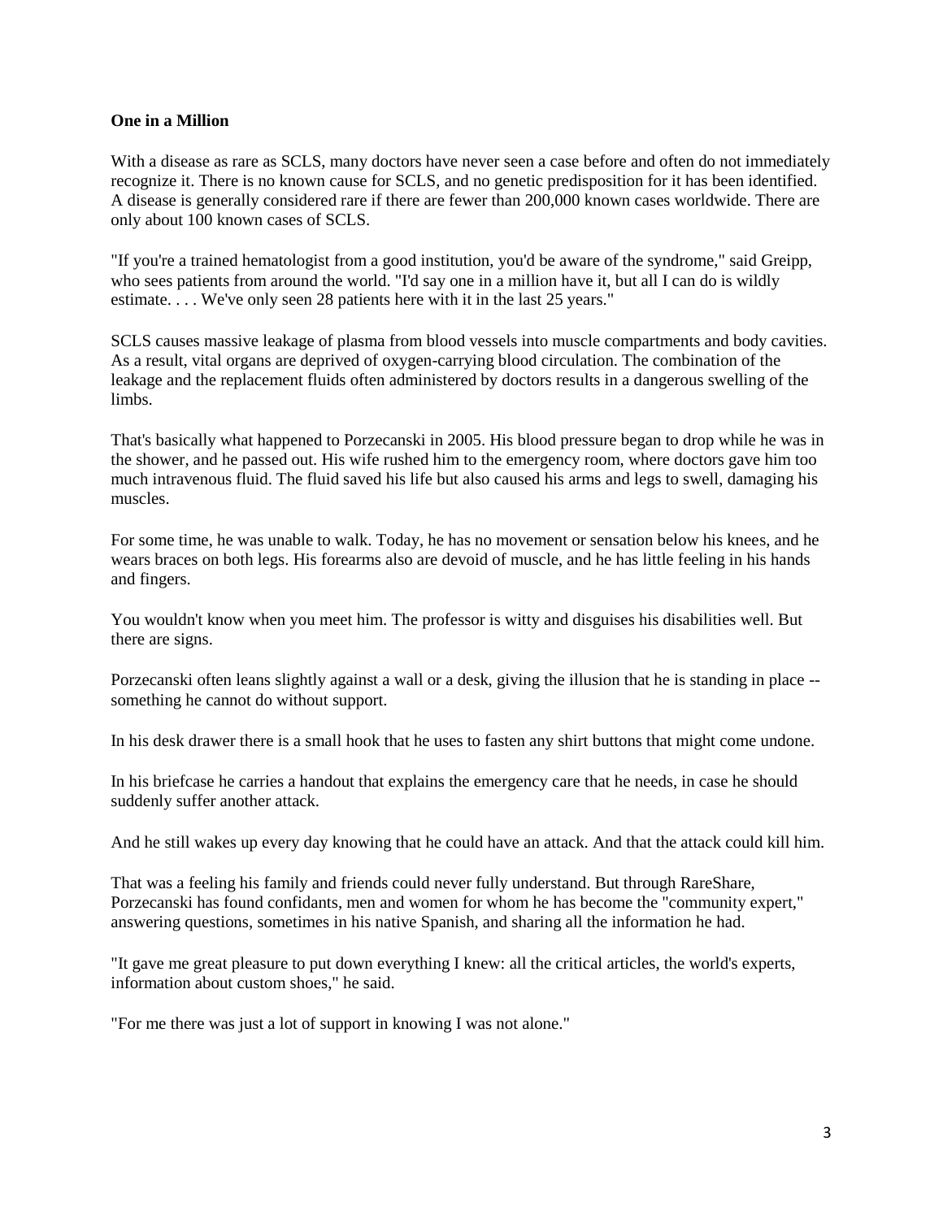**One in a Million**

With a disease as rare as SCLS, many doctors have never seen a case before and often do not immediately recognize it. There is no known cause for SCLS, and no genetic predisposition for it has been identified. A disease is generally considered rare if there are fewer than 200,000 known cases worldwide. There are only about 100 known cases of SCLS.

"If you're a trained hematologist from a good institution, you'd be aware of the syndrome," said Greipp, who sees patients from around the world. "I'd say one in a million have it, but all I can do is wildly estimate. . . . We've only seen 28 patients here with it in the last 25 years."

SCLS causes massive leakage of plasma from blood vessels into muscle compartments and body cavities. As a result, vital organs are deprived of oxygen-carrying blood circulation. The combination of the leakage and the replacement fluids often administered by doctors results in a dangerous swelling of the limbs.

That's basically what happened to Porzecanski in 2005. His blood pressure began to drop while he was in the shower, and he passed out. His wife rushed him to the emergency room, where doctors gave him too much intravenous fluid. The fluid saved his life but also caused his arms and legs to swell, damaging his muscles.

For some time, he was unable to walk. Today, he has no movement or sensation below his knees, and he wears braces on both legs. His forearms also are devoid of muscle, and he has little feeling in his hands and fingers.

You wouldn't know when you meet him. The professor is witty and disguises his disabilities well. But there are signs.

Porzecanski often leans slightly against a wall or a desk, giving the illusion that he is standing in place -- something he cannot do without support.

In his desk drawer there is a small hook that he uses to fasten any shirt buttons that might come undone.

In his briefcase he carries a handout that explains the emergency care that he needs, in case he should suddenly suffer another attack.

And he still wakes up every day knowing that he could have an attack. And that the attack could kill him.

That was a feeling his family and friends could never fully understand. But through RareShare, Porzecanski has found confidants, men and women for whom he has become the "community expert," answering questions, sometimes in his native Spanish, and sharing all the information he had.

"It gave me great pleasure to put down everything I knew: all the critical articles, the world's experts, information about custom shoes," he said.

"For me there was just a lot of support in knowing I was not alone."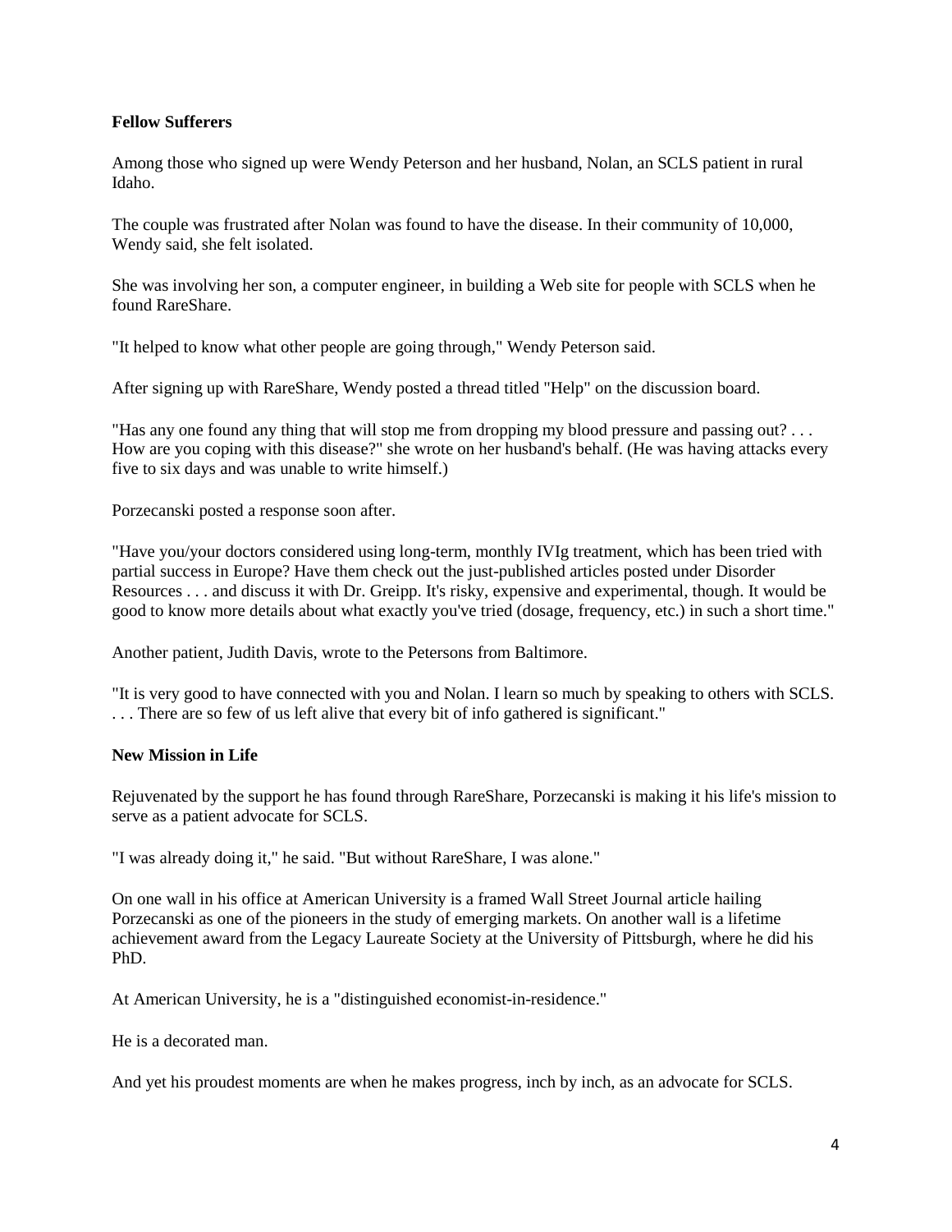**Fellow Sufferers**

Among those who signed up were Wendy Peterson and her husband, Nolan, an SCLS patient in rural Idaho.

The couple was frustrated after Nolan was found to have the disease. In their community of 10,000, Wendy said, she felt isolated.

She was involving her son, a computer engineer, in building a Web site for people with SCLS when he found RareShare.

"It helped to know what other people are going through," Wendy Peterson said.

After signing up with RareShare, Wendy posted a thread titled "Help" on the discussion board.

"Has any one found any thing that will stop me from dropping my blood pressure and passing out? . . . How are you coping with this disease?" she wrote on her husband's behalf. (He was having attacks every five to six days and was unable to write himself.)

Porzecanski posted a response soon after.

"Have you/your doctors considered using long-term, monthly IVIg treatment, which has been tried with partial success in Europe? Have them check out the just-published articles posted under Disorder Resources . . . and discuss it with Dr. Greipp. It's risky, expensive and experimental, though. It would be good to know more details about what exactly you've tried (dosage, frequency, etc.) in such a short time."

Another patient, Judith Davis, wrote to the Petersons from Baltimore.

"It is very good to have connected with you and Nolan. I learn so much by speaking to others with SCLS. . . . There are so few of us left alive that every bit of info gathered is significant."

**New Mission in Life**

Rejuvenated by the support he has found through RareShare, Porzecanski is making it his life's mission to serve as a patient advocate for SCLS.

"I was already doing it," he said. "But without RareShare, I was alone."

On one wall in his office at American University is a framed Wall Street Journal article hailing Porzecanski as one of the pioneers in the study of emerging markets. On another wall is a lifetime achievement award from the Legacy Laureate Society at the University of Pittsburgh, where he did his PhD.

At American University, he is a "distinguished economist-in-residence."

He is a decorated man.

And yet his proudest moments are when he makes progress, inch by inch, as an advocate for SCLS.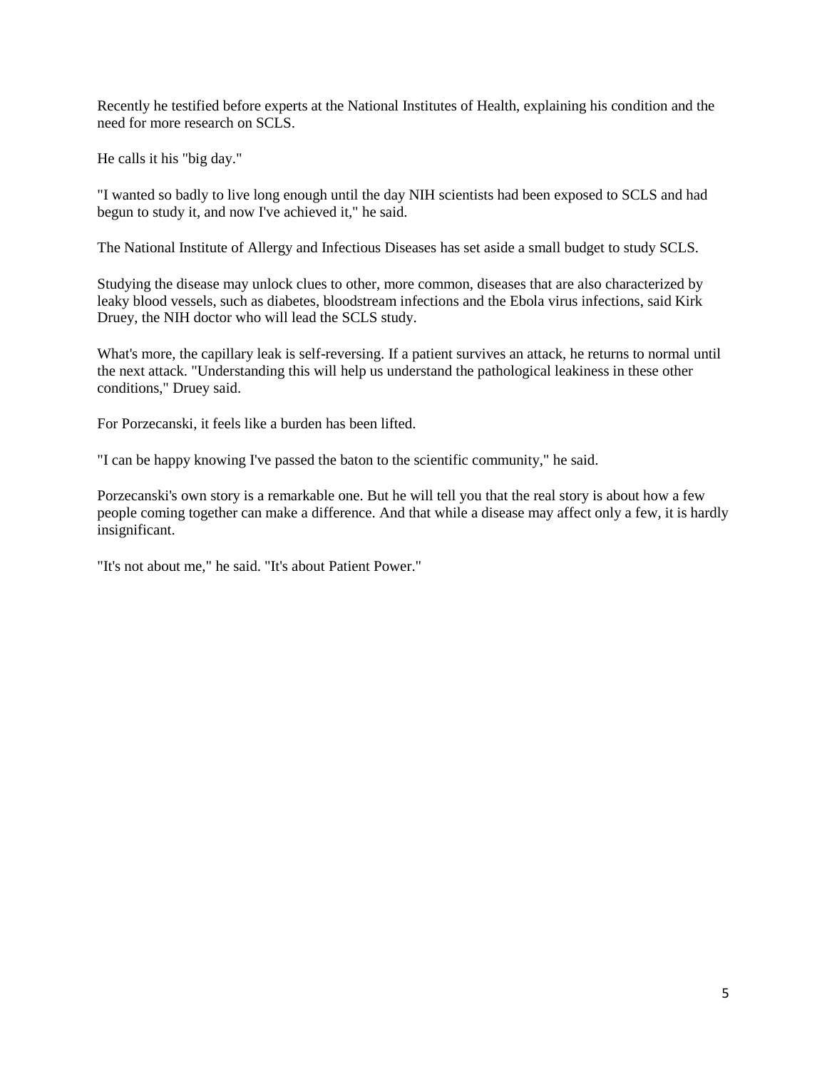Recently he testified before experts at the National Institutes of Health, explaining his condition and the need for more research on SCLS.

He calls it his "big day."

"I wanted so badly to live long enough until the day NIH scientists had been exposed to SCLS and had begun to study it, and now I've achieved it," he said.

The National Institute of Allergy and Infectious Diseases has set aside a small budget to study SCLS.

Studying the disease may unlock clues to other, more common, diseases that are also characterized by leaky blood vessels, such as diabetes, bloodstream infections and the Ebola virus infections, said Kirk Druey, the NIH doctor who will lead the SCLS study.

What's more, the capillary leak is self-reversing. If a patient survives an attack, he returns to normal until the next attack. "Understanding this will help us understand the pathological leakiness in these other conditions," Druey said.

For Porzecanski, it feels like a burden has been lifted.

"I can be happy knowing I've passed the baton to the scientific community," he said.

Porzecanski's own story is a remarkable one. But he will tell you that the real story is about how a few people coming together can make a difference. And that while a disease may affect only a few, it is hardly insignificant.

"It's not about me," he said. "It's about Patient Power."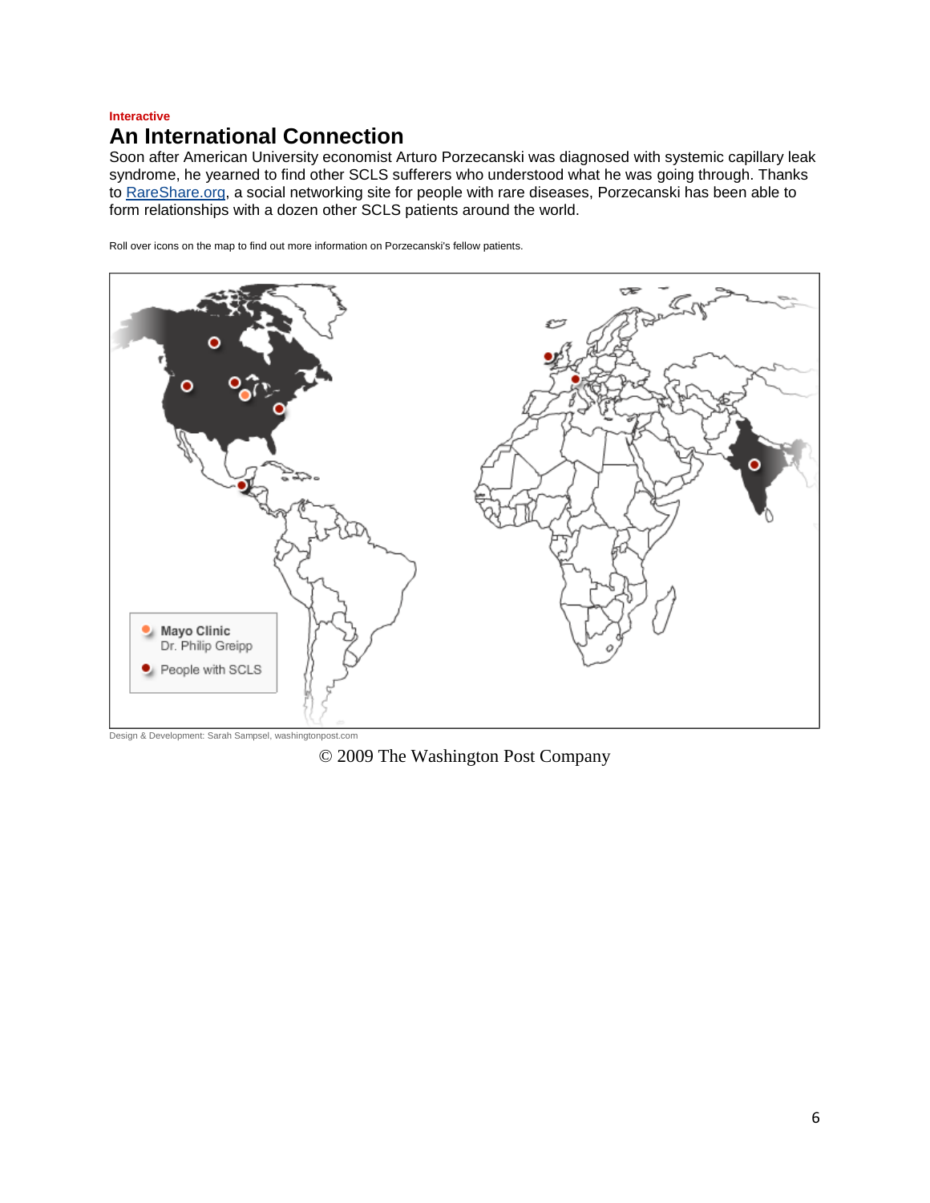**Interactive**

# An International Connection

Soon after American University economist Arturo Porzecanski was diagnosed with systemic capillary leak syndrome, he yearned to find other SCLS sufferers who understood what he was going through. Thanks to RareShare.org, a social networking site for people with rare diseases, Porzecanski has been able to form relationships with a dozen other SCLS patients around the world.

Roll over icons on the map to find out more information on Porzecanski's fellow patients.

Mayo Clinic
Dr. Philip Greipp
People with SCLS

Design & Development: Sarah Sampsel, washingtonpost.com

© 2009 The Washington Post Company